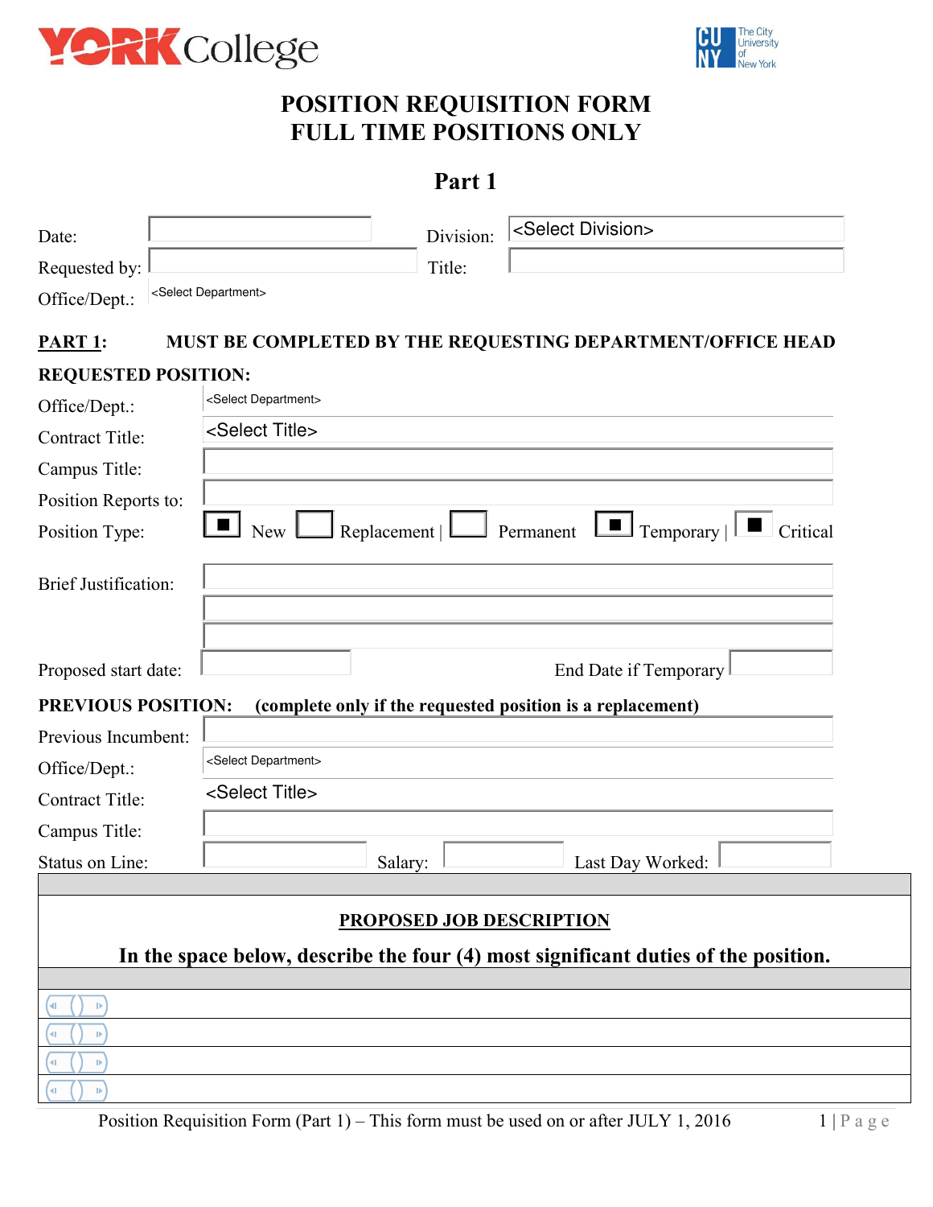YORK College

The City University of New York

# POSITION REQUISITION FORM
# FULL TIME POSITIONS ONLY

## Part 1

Date: 

Division: <Select Division>

Requested by: 

Title: 

Office/Dept.: <Select Department>

**PART 1: MUST BE COMPLETED BY THE REQUESTING DEPARTMENT/OFFICE HEAD**

**REQUESTED POSITION:**

Office/Dept.: <Select Department>

Contract Title: <Select Title>

Campus Title: 

Position Reports to: 

Position Type: ☒ New ☐ Replacement | ☐ Permanent ☒ Temporary | ☒ Critical

Brief Justification: 

Proposed start date: 

End Date if Temporary 

**PREVIOUS POSITION: (complete only if the requested position is a replacement)**

Previous Incumbent: 

Office/Dept.: <Select Department>

Contract Title: <Select Title>

Campus Title: 

Status on Line: 

Salary: 

Last Day Worked: 

**PROPOSED JOB DESCRIPTION**

**In the space below, describe the four (4) most significant duties of the position.**

|  |
|---|
|  |
|  |
|  |
|  |

Position Requisition Form (Part 1) – This form must be used on or after JULY 1, 2016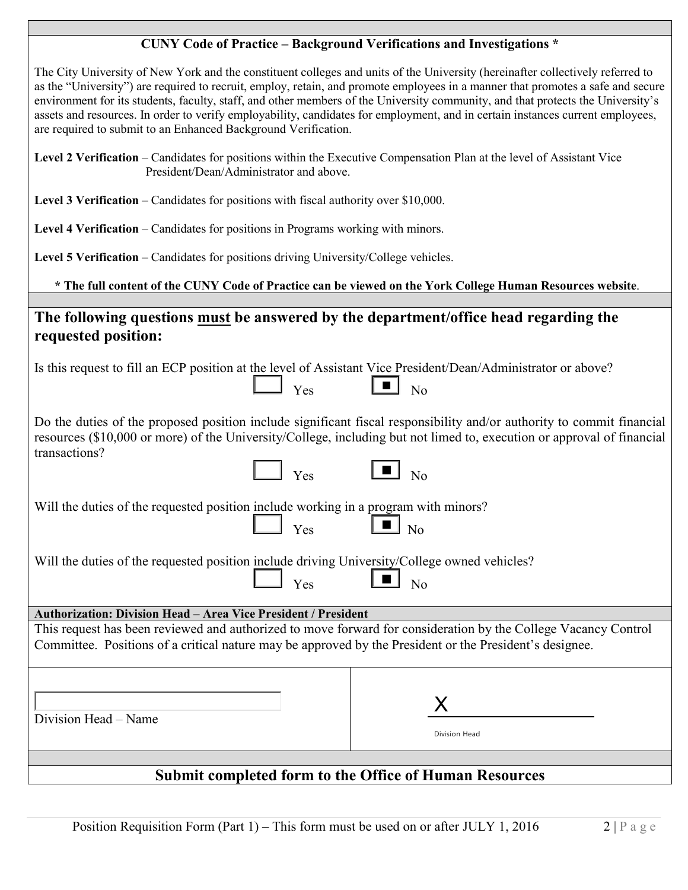### CUNY Code of Practice – Background Verifications and Investigations *

The City University of New York and the constituent colleges and units of the University (hereinafter collectively referred to as the "University") are required to recruit, employ, retain, and promote employees in a manner that promotes a safe and secure environment for its students, faculty, staff, and other members of the University community, and that protects the University's assets and resources. In order to verify employability, candidates for employment, and in certain instances current employees, are required to submit to an Enhanced Background Verification.

**Level 2 Verification** – Candidates for positions within the Executive Compensation Plan at the level of Assistant Vice President/Dean/Administrator and above.

**Level 3 Verification** – Candidates for positions with fiscal authority over $10,000.

**Level 4 Verification** – Candidates for positions in Programs working with minors.

**Level 5 Verification** – Candidates for positions driving University/College vehicles.

**\* The full content of the CUNY Code of Practice can be viewed on the York College Human Resources website**.

## The following questions must be answered by the department/office head regarding the requested position:

Is this request to fill an ECP position at the level of Assistant Vice President/Dean/Administrator or above?

☐ Yes ☒ No

Do the duties of the proposed position include significant fiscal responsibility and/or authority to commit financial resources ($10,000 or more) of the University/College, including but not limed to, execution or approval of financial transactions?

☐ Yes ☒ No

Will the duties of the requested position include working in a program with minors?

☐ Yes ☒ No

Will the duties of the requested position include driving University/College owned vehicles?

☐ Yes ☒ No

**Authorization: Division Head – Area Vice President / President**

This request has been reviewed and authorized to move forward for consideration by the College Vacancy Control Committee. Positions of a critical nature may be approved by the President or the President's designee.

| | |
|---|---|
| Division Head – Name | X ______________ Division Head |

### Submit completed form to the Office of Human Resources

Position Requisition Form (Part 1) – This form must be used on or after JULY 1, 2016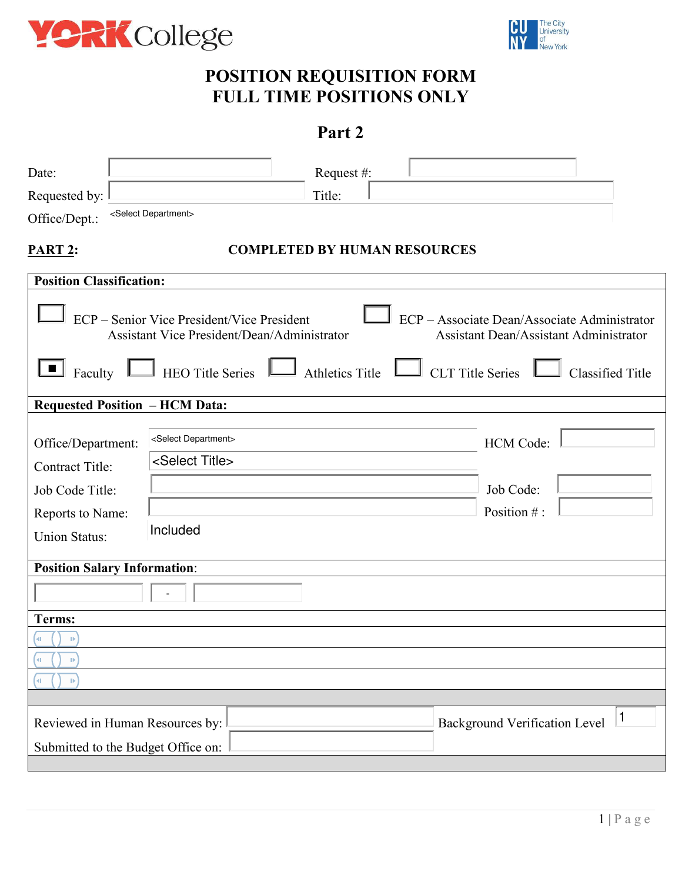YORK College

The City University of New York

# POSITION REQUISITION FORM
# FULL TIME POSITIONS ONLY

## Part 2

Date: ______ Request #: ______

Requested by: ______ Title: ______

Office/Dept.: <Select Department>

**PART 2:** **COMPLETED BY HUMAN RESOURCES**

**Position Classification:**

☐ ECP – Senior Vice President/Vice President Assistant Vice President/Dean/Administrator

☐ ECP – Associate Dean/Associate Administrator Assistant Dean/Assistant Administrator

■ Faculty ☐ HEO Title Series ☐ Athletics Title ☐ CLT Title Series ☐ Classified Title

**Requested Position – HCM Data:**

Office/Department: <Select Department> HCM Code: ______

Contract Title: <Select Title>

Job Code Title: ______ Job Code: ______

Reports to Name: ______ Position # : ______

Union Status: Included

**Position Salary Information**:

______ - ______

**Terms:**

Reviewed in Human Resources by: ______ Background Verification Level 1

Submitted to the Budget Office on: ______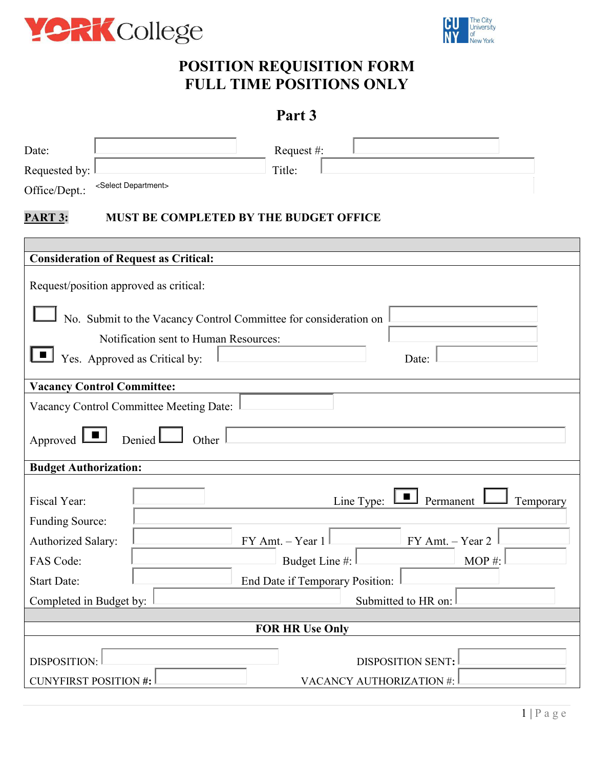YORK College

The City University of New York

# POSITION REQUISITION FORM
# FULL TIME POSITIONS ONLY

## Part 3

Date: ______________________ Request #: ______________________

Requested by: ______________________ Title: ______________________

Office/Dept.: <Select Department>

**PART 3:** **MUST BE COMPLETED BY THE BUDGET OFFICE**

**Consideration of Request as Critical:**

Request/position approved as critical:

☐ No. Submit to the Vacancy Control Committee for consideration on ______________________

Notification sent to Human Resources: ______________________

☒ Yes. Approved as Critical by: ______________________ Date: ______________________

**Vacancy Control Committee:**

Vacancy Control Committee Meeting Date: ______________________

Approved ☒ Denied ☐ Other ______________________

**Budget Authorization:**

Fiscal Year: ______________________ Line Type: ☒ Permanent ☐ Temporary

Funding Source: ______________________

Authorized Salary: ______________________ FY Amt. – Year 1 ______________________ FY Amt. – Year 2 ______________________

FAS Code: ______________________ Budget Line #: ______________________ MOP #: ______________________

Start Date: ______________________ End Date if Temporary Position: ______________________

Completed in Budget by: ______________________ Submitted to HR on: ______________________

**FOR HR Use Only**

DISPOSITION: ______________________ DISPOSITION SENT**:** ______________________

CUNYFIRST POSITION **#:** ______________________ VACANCY AUTHORIZATION #: ______________________